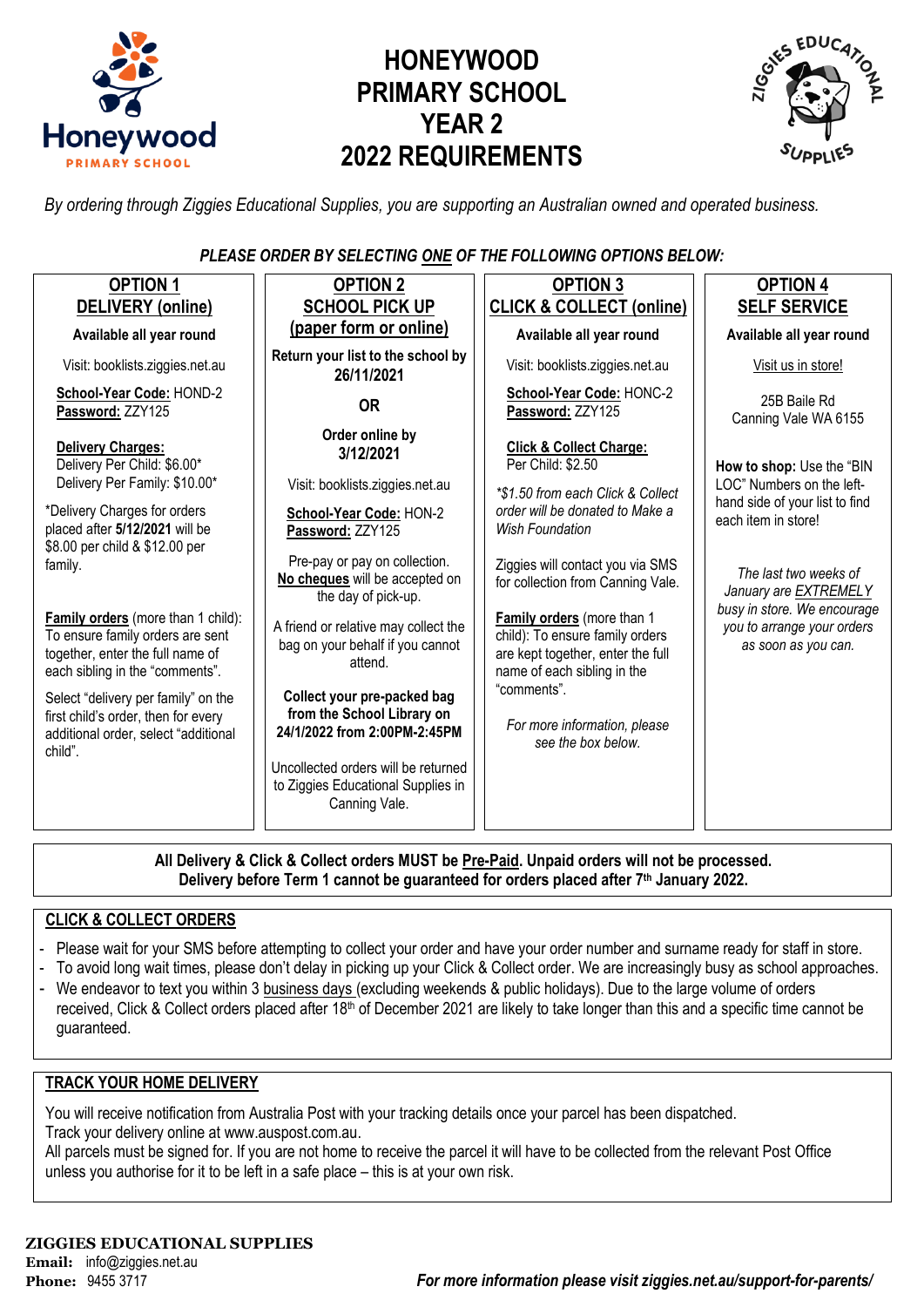# HONEYWOOD PRIMARY SCHOOL YEAR 2 2022 REQUIREMENTS

*By ordering through Ziggies Educational Supplies, you are supporting an Australian owned and operated business.*

***PLEASE ORDER BY SELECTING ONE OF THE FOLLOWING OPTIONS BELOW:***

## OPTION 1 DELIVERY (online)

**Available all year round**

Visit: booklists.ziggies.net.au

**School-Year Code:** HOND-2
**Password:** ZZY125

**Delivery Charges:**
Delivery Per Child: $6.00*
Delivery Per Family: $10.00*

*Delivery Charges for orders placed after **5/12/2021** will be $8.00 per child & $12.00 per family.

**Family orders** (more than 1 child): To ensure family orders are sent together, enter the full name of each sibling in the "comments".

Select "delivery per family" on the first child's order, then for every additional order, select "additional child".

## OPTION 2 SCHOOL PICK UP (paper form or online)

**Return your list to the school by 26/11/2021**

**OR**

**Order online by 3/12/2021**

Visit: booklists.ziggies.net.au

**School-Year Code:** HON-2
**Password:** ZZY125

Pre-pay or pay on collection. **No cheques** will be accepted on the day of pick-up.

A friend or relative may collect the bag on your behalf if you cannot attend.

**Collect your pre-packed bag from the School Library on 24/1/2022 from 2:00PM-2:45PM**

Uncollected orders will be returned to Ziggies Educational Supplies in Canning Vale.

## OPTION 3 CLICK & COLLECT (online)

**Available all year round**

Visit: booklists.ziggies.net.au

**School-Year Code:** HONC-2
**Password:** ZZY125

**Click & Collect Charge:**
Per Child: $2.50

*\*$1.50 from each Click & Collect order will be donated to Make a Wish Foundation*

Ziggies will contact you via SMS for collection from Canning Vale.

**Family orders** (more than 1 child): To ensure family orders are kept together, enter the full name of each sibling in the "comments".

*For more information, please see the box below.*

## OPTION 4 SELF SERVICE

**Available all year round**

Visit us in store!

25B Baile Rd
Canning Vale WA 6155

**How to shop:** Use the "BIN LOC" Numbers on the left-hand side of your list to find each item in store!

*The last two weeks of January are EXTREMELY busy in store. We encourage you to arrange your orders as soon as you can.*

---

**All Delivery & Click & Collect orders MUST be Pre-Paid. Unpaid orders will not be processed.**
**Delivery before Term 1 cannot be guaranteed for orders placed after 7th January 2022.**

## CLICK & COLLECT ORDERS

- Please wait for your SMS before attempting to collect your order and have your order number and surname ready for staff in store.
- To avoid long wait times, please don't delay in picking up your Click & Collect order. We are increasingly busy as school approaches.
- We endeavor to text you within 3 business days (excluding weekends & public holidays). Due to the large volume of orders received, Click & Collect orders placed after 18th of December 2021 are likely to take longer than this and a specific time cannot be guaranteed.

## TRACK YOUR HOME DELIVERY

You will receive notification from Australia Post with your tracking details once your parcel has been dispatched.
Track your delivery online at www.auspost.com.au.
All parcels must be signed for. If you are not home to receive the parcel it will have to be collected from the relevant Post Office unless you authorise for it to be left in a safe place – this is at your own risk.

**ZIGGIES EDUCATIONAL SUPPLIES**
**Email:** info@ziggies.net.au
**Phone:** 9455 3717

***For more information please visit ziggies.net.au/support-for-parents/***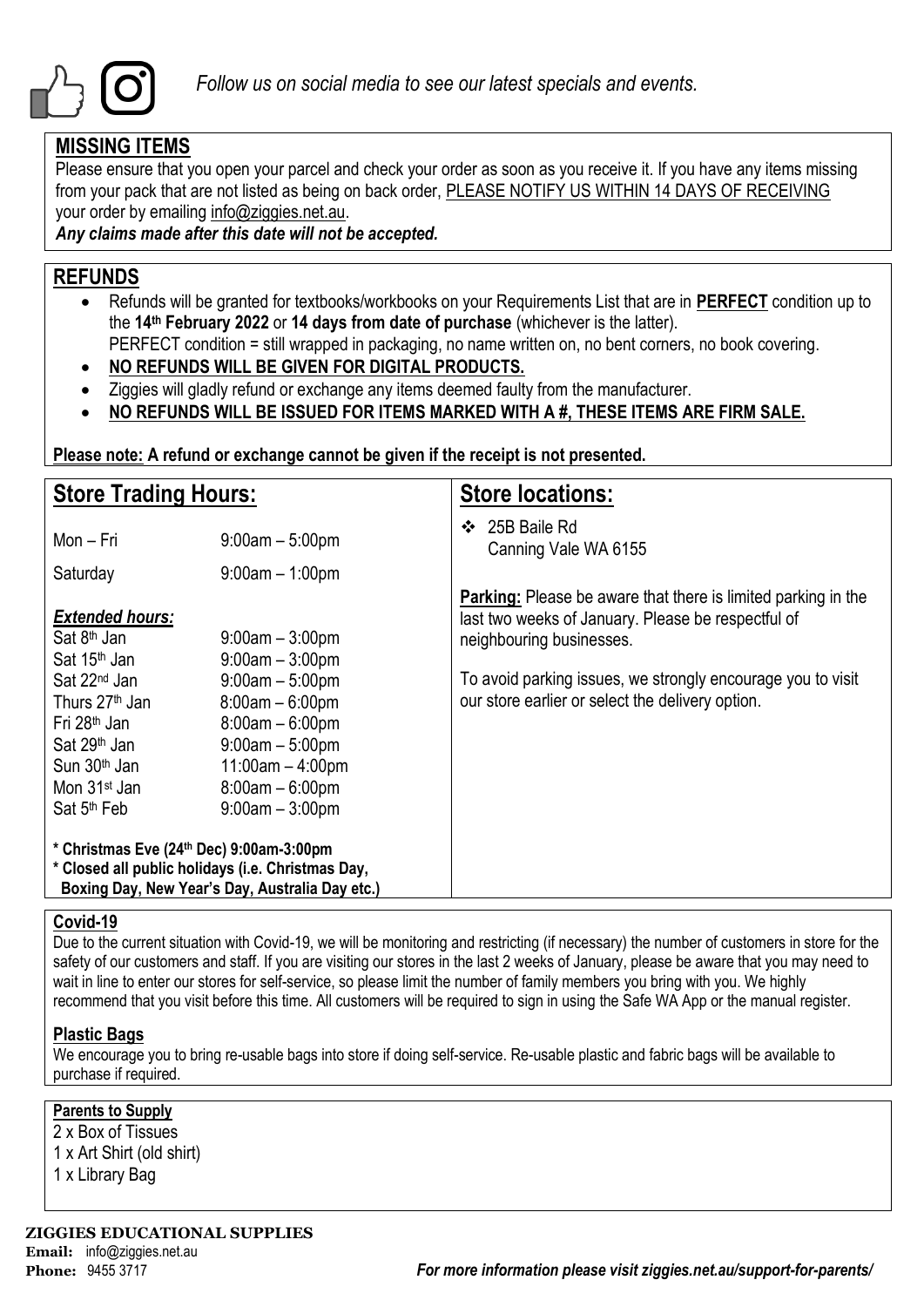*Follow us on social media to see our latest specials and events.*

## MISSING ITEMS

Please ensure that you open your parcel and check your order as soon as you receive it. If you have any items missing from your pack that are not listed as being on back order, PLEASE NOTIFY US WITHIN 14 DAYS OF RECEIVING your order by emailing info@ziggies.net.au.

***Any claims made after this date will not be accepted.***

## REFUNDS

- Refunds will be granted for textbooks/workbooks on your Requirements List that are in **PERFECT** condition up to the **14th February 2022** or **14 days from date of purchase** (whichever is the latter).
  PERFECT condition = still wrapped in packaging, no name written on, no bent corners, no book covering.
- **NO REFUNDS WILL BE GIVEN FOR DIGITAL PRODUCTS.**
- Ziggies will gladly refund or exchange any items deemed faulty from the manufacturer.
- **NO REFUNDS WILL BE ISSUED FOR ITEMS MARKED WITH A #, THESE ITEMS ARE FIRM SALE.**

**Please note: A refund or exchange cannot be given if the receipt is not presented.**

## Store Trading Hours:

| | |
|---|---|
| Mon – Fri | 9:00am – 5:00pm |
| Saturday | 9:00am – 1:00pm |

***Extended hours:***

| | |
|---|---|
| Sat 8th Jan | 9:00am – 3:00pm |
| Sat 15th Jan | 9:00am – 3:00pm |
| Sat 22nd Jan | 9:00am – 5:00pm |
| Thurs 27th Jan | 8:00am – 6:00pm |
| Fri 28th Jan | 8:00am – 6:00pm |
| Sat 29th Jan | 9:00am – 5:00pm |
| Sun 30th Jan | 11:00am – 4:00pm |
| Mon 31st Jan | 8:00am – 6:00pm |
| Sat 5th Feb | 9:00am – 3:00pm |

**\* Christmas Eve (24th Dec) 9:00am-3:00pm**
**\* Closed all public holidays (i.e. Christmas Day, Boxing Day, New Year's Day, Australia Day etc.)**

## Store locations:

- 25B Baile Rd
  Canning Vale WA 6155

**Parking:** Please be aware that there is limited parking in the last two weeks of January. Please be respectful of neighbouring businesses.

To avoid parking issues, we strongly encourage you to visit our store earlier or select the delivery option.

### Covid-19

Due to the current situation with Covid-19, we will be monitoring and restricting (if necessary) the number of customers in store for the safety of our customers and staff. If you are visiting our stores in the last 2 weeks of January, please be aware that you may need to wait in line to enter our stores for self-service, so please limit the number of family members you bring with you. We highly recommend that you visit before this time. All customers will be required to sign in using the Safe WA App or the manual register.

### Plastic Bags

We encourage you to bring re-usable bags into store if doing self-service. Re-usable plastic and fabric bags will be available to purchase if required.

### Parents to Supply

2 x Box of Tissues
1 x Art Shirt (old shirt)
1 x Library Bag

**ZIGGIES EDUCATIONAL SUPPLIES**
**Email:** info@ziggies.net.au
**Phone:** 9455 3717

***For more information please visit ziggies.net.au/support-for-parents/***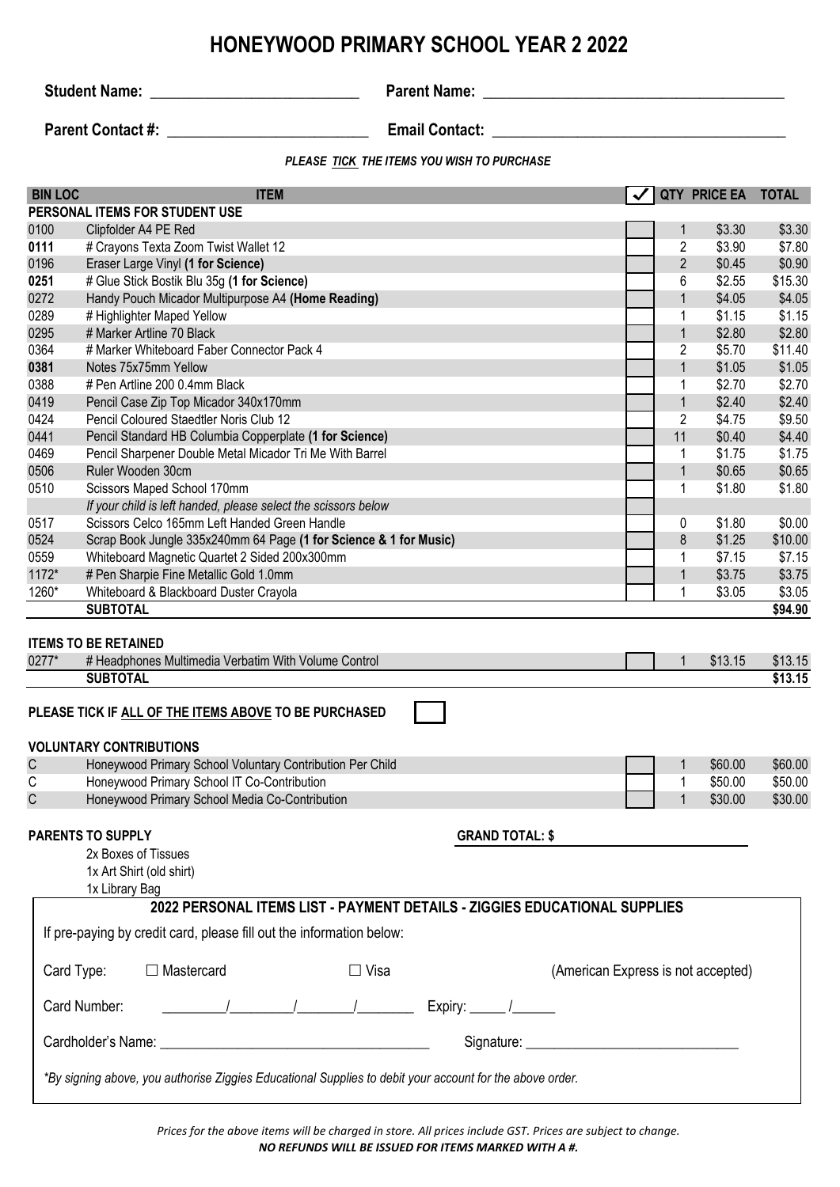# HONEYWOOD PRIMARY SCHOOL YEAR 2 2022

**Student Name:** ___________________________ **Parent Name:** ______________________________________

**Parent Contact #:** __________________________ **Email Contact:** ____________________________________

***PLEASE TICK THE ITEMS YOU WISH TO PURCHASE***

| BIN LOC | ITEM | ✓ | QTY | PRICE EA | TOTAL |
|---|---|---|---|---|---|
| **PERSONAL ITEMS FOR STUDENT USE** | | | | | |
| 0100 | Clipfolder A4 PE Red | | 1 | $3.30 | $3.30 |
| **0111** | # Crayons Texta Zoom Twist Wallet 12 | | 2 | $3.90 | $7.80 |
| 0196 | Eraser Large Vinyl **(1 for Science)** | | 2 | $0.45 | $0.90 |
| **0251** | # Glue Stick Bostik Blu 35g **(1 for Science)** | | 6 | $2.55 | $15.30 |
| 0272 | Handy Pouch Micador Multipurpose A4 **(Home Reading)** | | 1 | $4.05 | $4.05 |
| 0289 | # Highlighter Maped Yellow | | 1 | $1.15 | $1.15 |
| 0295 | # Marker Artline 70 Black | | 1 | $2.80 | $2.80 |
| 0364 | # Marker Whiteboard Faber Connector Pack 4 | | 2 | $5.70 | $11.40 |
| **0381** | Notes 75x75mm Yellow | | 1 | $1.05 | $1.05 |
| 0388 | # Pen Artline 200 0.4mm Black | | 1 | $2.70 | $2.70 |
| 0419 | Pencil Case Zip Top Micador 340x170mm | | 1 | $2.40 | $2.40 |
| 0424 | Pencil Coloured Staedtler Noris Club 12 | | 2 | $4.75 | $9.50 |
| 0441 | Pencil Standard HB Columbia Copperplate **(1 for Science)** | | 11 | $0.40 | $4.40 |
| 0469 | Pencil Sharpener Double Metal Micador Tri Me With Barrel | | 1 | $1.75 | $1.75 |
| 0506 | Ruler Wooden 30cm | | 1 | $0.65 | $0.65 |
| 0510 | Scissors Maped School 170mm | | 1 | $1.80 | $1.80 |
| | *If your child is left handed, please select the scissors below* | | | | |
| 0517 | Scissors Celco 165mm Left Handed Green Handle | | 0 | $1.80 | $0.00 |
| 0524 | Scrap Book Jungle 335x240mm 64 Page **(1 for Science & 1 for Music)** | | 8 | $1.25 | $10.00 |
| 0559 | Whiteboard Magnetic Quartet 2 Sided 200x300mm | | 1 | $7.15 | $7.15 |
| 1172* | # Pen Sharpie Fine Metallic Gold 1.0mm | | 1 | $3.75 | $3.75 |
| 1260* | Whiteboard & Blackboard Duster Crayola | | 1 | $3.05 | $3.05 |
| | **SUBTOTAL** | | | | **$94.90** |
| **ITEMS TO BE RETAINED** | | | | | |
| 0277* | # Headphones Multimedia Verbatim With Volume Control | | 1 | $13.15 | $13.15 |
| | **SUBTOTAL** | | | | **$13.15** |

**PLEASE TICK IF ALL OF THE ITEMS ABOVE TO BE PURCHASED** ☐

| | | | | | |
|---|---|---|---|---|---|
| **VOLUNTARY CONTRIBUTIONS** | | | | | |
| C | Honeywood Primary School Voluntary Contribution Per Child | | 1 | $60.00 | $60.00 |
| C | Honeywood Primary School IT Co-Contribution | | 1 | $50.00 | $50.00 |
| C | Honeywood Primary School Media Co-Contribution | | 1 | $30.00 | $30.00 |

**PARENTS TO SUPPLY** **GRAND TOTAL: $** ______________________

- 2x Boxes of Tissues
- 1x Art Shirt (old shirt)
- 1x Library Bag

**2022 PERSONAL ITEMS LIST - PAYMENT DETAILS - ZIGGIES EDUCATIONAL SUPPLIES**

If pre-paying by credit card, please fill out the information below:

Card Type: ☐ Mastercard ☐ Visa (American Express is not accepted)

Card Number: _________/_________/________/________ Expiry: _____ /______

Cardholder's Name: ______________________________________ Signature: ______________________________

*\*By signing above, you authorise Ziggies Educational Supplies to debit your account for the above order.*

*Prices for the above items will be charged in store. All prices include GST. Prices are subject to change.*

***NO REFUNDS WILL BE ISSUED FOR ITEMS MARKED WITH A #.***